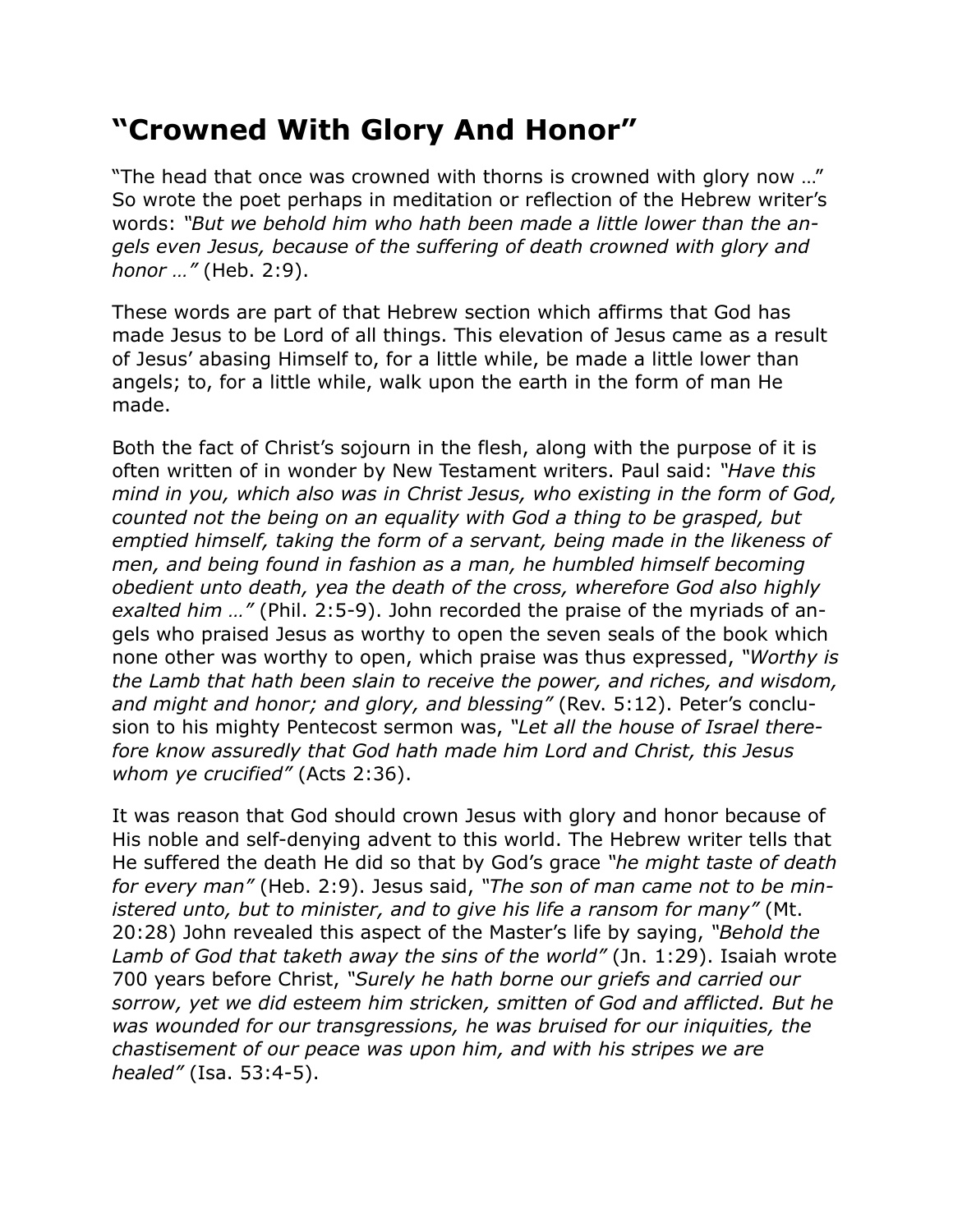# “Crowned With Glory And Honor”

“The head that once was crowned with thorns is crowned with glory now …” So wrote the poet perhaps in meditation or reflection of the Hebrew writer’s words: *“But we behold him who hath been made a little lower than the angels even Jesus, because of the suffering of death crowned with glory and honor …”* (Heb. 2:9).

These words are part of that Hebrew section which affirms that God has made Jesus to be Lord of all things. This elevation of Jesus came as a result of Jesus’ abasing Himself to, for a little while, be made a little lower than angels; to, for a little while, walk upon the earth in the form of man He made.

Both the fact of Christ’s sojourn in the flesh, along with the purpose of it is often written of in wonder by New Testament writers. Paul said: *“Have this mind in you, which also was in Christ Jesus, who existing in the form of God, counted not the being on an equality with God a thing to be grasped, but emptied himself, taking the form of a servant, being made in the likeness of men, and being found in fashion as a man, he humbled himself becoming obedient unto death, yea the death of the cross, wherefore God also highly exalted him …”* (Phil. 2:5-9). John recorded the praise of the myriads of angels who praised Jesus as worthy to open the seven seals of the book which none other was worthy to open, which praise was thus expressed, *“Worthy is the Lamb that hath been slain to receive the power, and riches, and wisdom, and might and honor; and glory, and blessing”* (Rev. 5:12). Peter’s conclusion to his mighty Pentecost sermon was, *“Let all the house of Israel therefore know assuredly that God hath made him Lord and Christ, this Jesus whom ye crucified”* (Acts 2:36).

It was reason that God should crown Jesus with glory and honor because of His noble and self-denying advent to this world. The Hebrew writer tells that He suffered the death He did so that by God’s grace *“he might taste of death for every man”* (Heb. 2:9). Jesus said, *“The son of man came not to be ministered unto, but to minister, and to give his life a ransom for many”* (Mt. 20:28) John revealed this aspect of the Master’s life by saying, *“Behold the Lamb of God that taketh away the sins of the world”* (Jn. 1:29). Isaiah wrote 700 years before Christ, *“Surely he hath borne our griefs and carried our sorrow, yet we did esteem him stricken, smitten of God and afflicted. But he was wounded for our transgressions, he was bruised for our iniquities, the chastisement of our peace was upon him, and with his stripes we are healed”* (Isa. 53:4-5).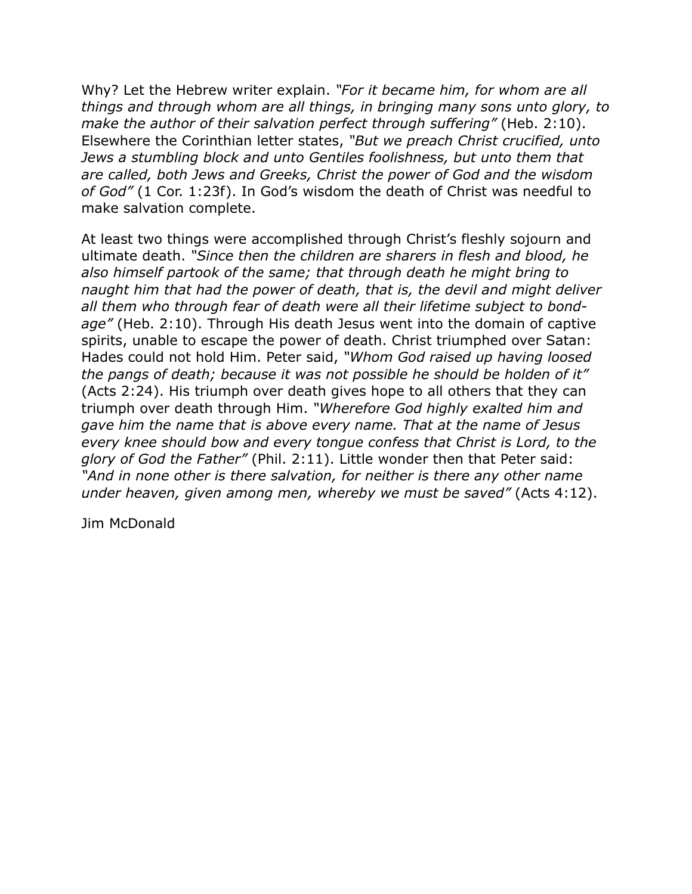Why? Let the Hebrew writer explain. *"For it became him, for whom are all things and through whom are all things, in bringing many sons unto glory, to make the author of their salvation perfect through suffering"* (Heb. 2:10). Elsewhere the Corinthian letter states, *"But we preach Christ crucified, unto Jews a stumbling block and unto Gentiles foolishness, but unto them that are called, both Jews and Greeks, Christ the power of God and the wisdom of God"* (1 Cor. 1:23f). In God's wisdom the death of Christ was needful to make salvation complete.

At least two things were accomplished through Christ's fleshly sojourn and ultimate death. *"Since then the children are sharers in flesh and blood, he also himself partook of the same; that through death he might bring to naught him that had the power of death, that is, the devil and might deliver all them who through fear of death were all their lifetime subject to bondage"* (Heb. 2:10). Through His death Jesus went into the domain of captive spirits, unable to escape the power of death. Christ triumphed over Satan: Hades could not hold Him. Peter said, *"Whom God raised up having loosed the pangs of death; because it was not possible he should be holden of it"* (Acts 2:24). His triumph over death gives hope to all others that they can triumph over death through Him. *"Wherefore God highly exalted him and gave him the name that is above every name. That at the name of Jesus every knee should bow and every tongue confess that Christ is Lord, to the glory of God the Father"* (Phil. 2:11). Little wonder then that Peter said: *"And in none other is there salvation, for neither is there any other name under heaven, given among men, whereby we must be saved"* (Acts 4:12).

Jim McDonald